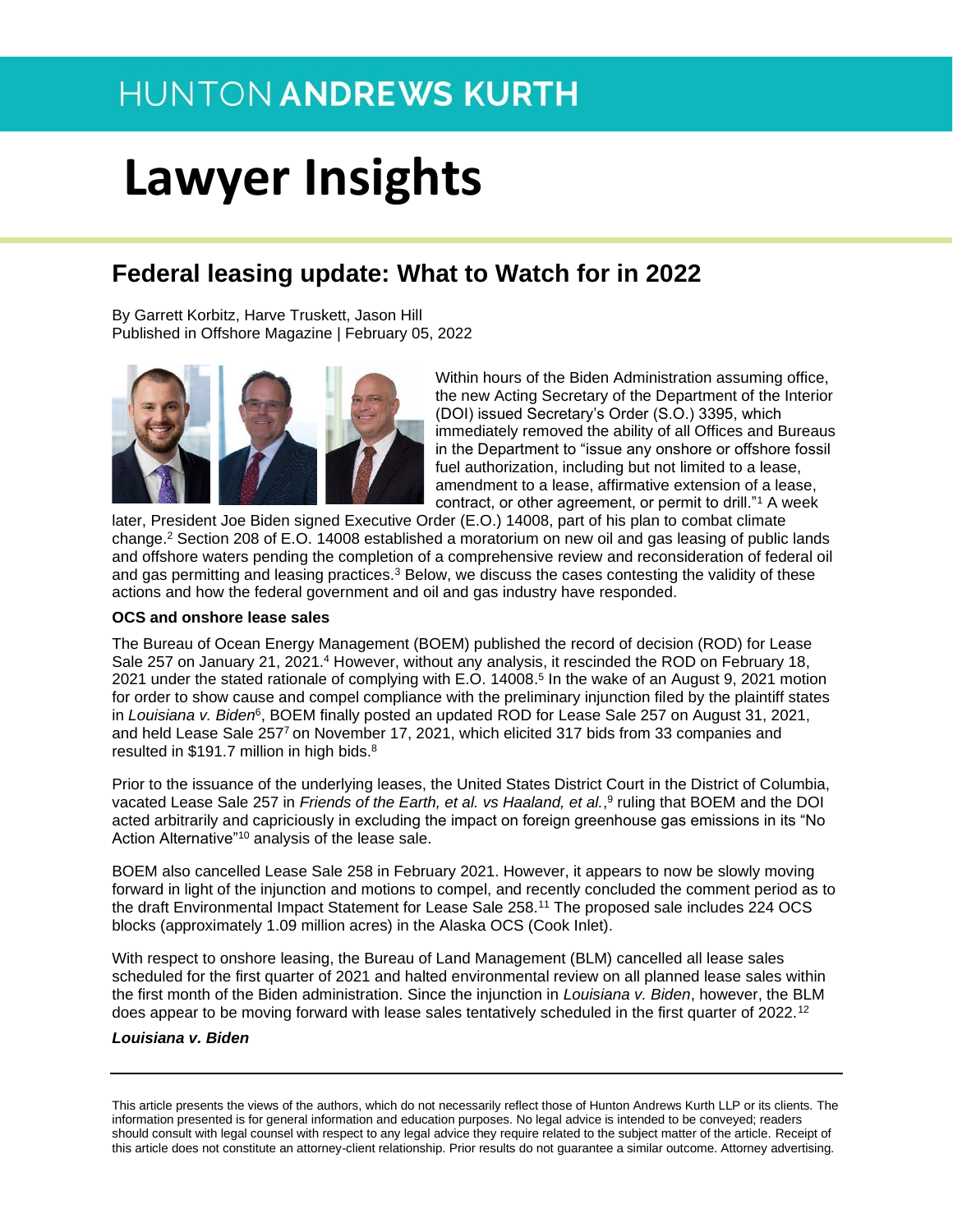HUNTON ANDREWS KURTH

# Lawyer Insights

## Federal leasing update: What to Watch for in 2022

By Garrett Korbitz, Harve Truskett, Jason Hill
Published in Offshore Magazine | February 05, 2022

Within hours of the Biden Administration assuming office, the new Acting Secretary of the Department of the Interior (DOI) issued Secretary's Order (S.O.) 3395, which immediately removed the ability of all Offices and Bureaus in the Department to "issue any onshore or offshore fossil fuel authorization, including but not limited to a lease, amendment to a lease, affirmative extension of a lease, contract, or other agreement, or permit to drill."[1] A week later, President Joe Biden signed Executive Order (E.O.) 14008, part of his plan to combat climate change.[2] Section 208 of E.O. 14008 established a moratorium on new oil and gas leasing of public lands and offshore waters pending the completion of a comprehensive review and reconsideration of federal oil and gas permitting and leasing practices.[3] Below, we discuss the cases contesting the validity of these actions and how the federal government and oil and gas industry have responded.

**OCS and onshore lease sales**

The Bureau of Ocean Energy Management (BOEM) published the record of decision (ROD) for Lease Sale 257 on January 21, 2021.[4] However, without any analysis, it rescinded the ROD on February 18, 2021 under the stated rationale of complying with E.O. 14008.[5] In the wake of an August 9, 2021 motion for order to show cause and compel compliance with the preliminary injunction filed by the plaintiff states in *Louisiana v. Biden*[6], BOEM finally posted an updated ROD for Lease Sale 257 on August 31, 2021, and held Lease Sale 257[7] on November 17, 2021, which elicited 317 bids from 33 companies and resulted in $191.7 million in high bids.[8]

Prior to the issuance of the underlying leases, the United States District Court in the District of Columbia, vacated Lease Sale 257 in *Friends of the Earth, et al. vs Haaland, et al.*,[9] ruling that BOEM and the DOI acted arbitrarily and capriciously in excluding the impact on foreign greenhouse gas emissions in its "No Action Alternative"[10] analysis of the lease sale.

BOEM also cancelled Lease Sale 258 in February 2021. However, it appears to now be slowly moving forward in light of the injunction and motions to compel, and recently concluded the comment period as to the draft Environmental Impact Statement for Lease Sale 258.[11] The proposed sale includes 224 OCS blocks (approximately 1.09 million acres) in the Alaska OCS (Cook Inlet).

With respect to onshore leasing, the Bureau of Land Management (BLM) cancelled all lease sales scheduled for the first quarter of 2021 and halted environmental review on all planned lease sales within the first month of the Biden administration. Since the injunction in *Louisiana v. Biden*, however, the BLM does appear to be moving forward with lease sales tentatively scheduled in the first quarter of 2022.[12]

***Louisiana v. Biden***

This article presents the views of the authors, which do not necessarily reflect those of Hunton Andrews Kurth LLP or its clients. The information presented is for general information and education purposes. No legal advice is intended to be conveyed; readers should consult with legal counsel with respect to any legal advice they require related to the subject matter of the article. Receipt of this article does not constitute an attorney-client relationship. Prior results do not guarantee a similar outcome. Attorney advertising.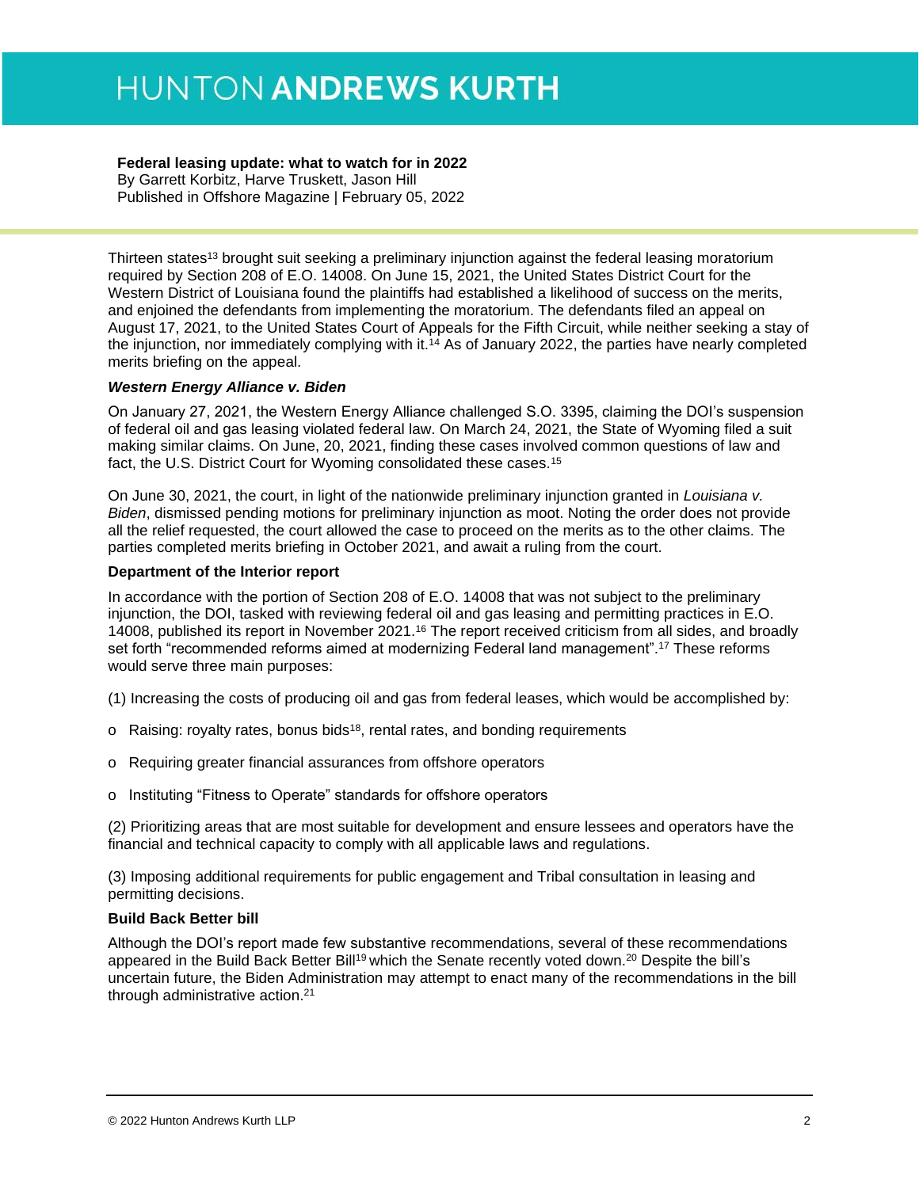Thirteen states[13] brought suit seeking a preliminary injunction against the federal leasing moratorium required by Section 208 of E.O. 14008. On June 15, 2021, the United States District Court for the Western District of Louisiana found the plaintiffs had established a likelihood of success on the merits, and enjoined the defendants from implementing the moratorium. The defendants filed an appeal on August 17, 2021, to the United States Court of Appeals for the Fifth Circuit, while neither seeking a stay of the injunction, nor immediately complying with it.[14] As of January 2022, the parties have nearly completed merits briefing on the appeal.

### *Western Energy Alliance v. Biden*

On January 27, 2021, the Western Energy Alliance challenged S.O. 3395, claiming the DOI's suspension of federal oil and gas leasing violated federal law. On March 24, 2021, the State of Wyoming filed a suit making similar claims. On June, 20, 2021, finding these cases involved common questions of law and fact, the U.S. District Court for Wyoming consolidated these cases.[15]

On June 30, 2021, the court, in light of the nationwide preliminary injunction granted in *Louisiana v. Biden*, dismissed pending motions for preliminary injunction as moot. Noting the order does not provide all the relief requested, the court allowed the case to proceed on the merits as to the other claims. The parties completed merits briefing in October 2021, and await a ruling from the court.

### Department of the Interior report

In accordance with the portion of Section 208 of E.O. 14008 that was not subject to the preliminary injunction, the DOI, tasked with reviewing federal oil and gas leasing and permitting practices in E.O. 14008, published its report in November 2021.[16] The report received criticism from all sides, and broadly set forth "recommended reforms aimed at modernizing Federal land management".[17] These reforms would serve three main purposes:

(1) Increasing the costs of producing oil and gas from federal leases, which would be accomplished by:

- Raising: royalty rates, bonus bids[18], rental rates, and bonding requirements
- Requiring greater financial assurances from offshore operators
- Instituting "Fitness to Operate" standards for offshore operators

(2) Prioritizing areas that are most suitable for development and ensure lessees and operators have the financial and technical capacity to comply with all applicable laws and regulations.

(3) Imposing additional requirements for public engagement and Tribal consultation in leasing and permitting decisions.

### Build Back Better bill

Although the DOI's report made few substantive recommendations, several of these recommendations appeared in the Build Back Better Bill[19] which the Senate recently voted down.[20] Despite the bill's uncertain future, the Biden Administration may attempt to enact many of the recommendations in the bill through administrative action.[21]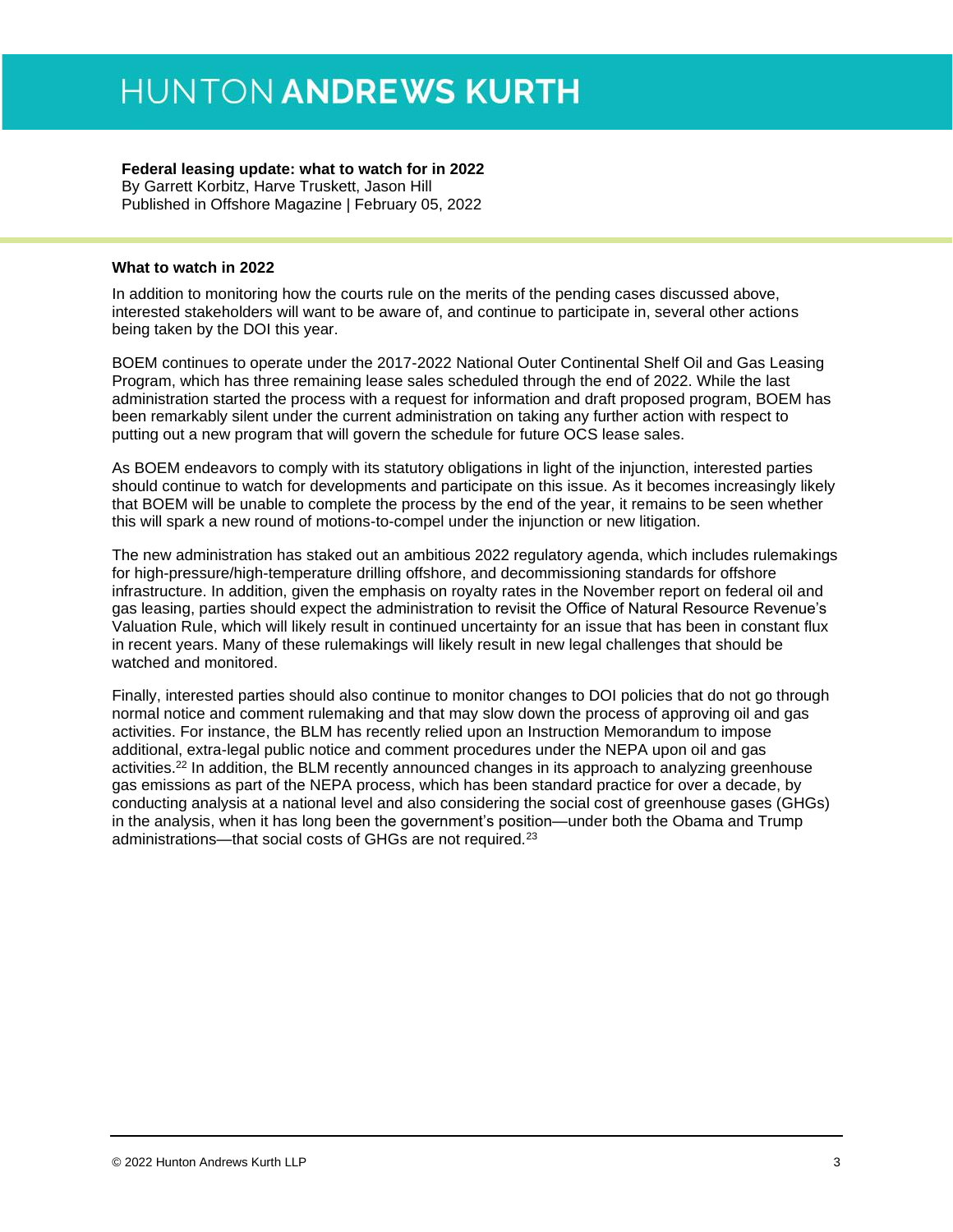**Federal leasing update: what to watch for in 2022**
By Garrett Korbitz, Harve Truskett, Jason Hill
Published in Offshore Magazine | February 05, 2022

**What to watch in 2022**

In addition to monitoring how the courts rule on the merits of the pending cases discussed above, interested stakeholders will want to be aware of, and continue to participate in, several other actions being taken by the DOI this year.

BOEM continues to operate under the 2017-2022 National Outer Continental Shelf Oil and Gas Leasing Program, which has three remaining lease sales scheduled through the end of 2022. While the last administration started the process with a request for information and draft proposed program, BOEM has been remarkably silent under the current administration on taking any further action with respect to putting out a new program that will govern the schedule for future OCS lease sales.

As BOEM endeavors to comply with its statutory obligations in light of the injunction, interested parties should continue to watch for developments and participate on this issue. As it becomes increasingly likely that BOEM will be unable to complete the process by the end of the year, it remains to be seen whether this will spark a new round of motions-to-compel under the injunction or new litigation.

The new administration has staked out an ambitious 2022 regulatory agenda, which includes rulemakings for high-pressure/high-temperature drilling offshore, and decommissioning standards for offshore infrastructure. In addition, given the emphasis on royalty rates in the November report on federal oil and gas leasing, parties should expect the administration to revisit the Office of Natural Resource Revenue's Valuation Rule, which will likely result in continued uncertainty for an issue that has been in constant flux in recent years. Many of these rulemakings will likely result in new legal challenges that should be watched and monitored.

Finally, interested parties should also continue to monitor changes to DOI policies that do not go through normal notice and comment rulemaking and that may slow down the process of approving oil and gas activities. For instance, the BLM has recently relied upon an Instruction Memorandum to impose additional, extra-legal public notice and comment procedures under the NEPA upon oil and gas activities.[22] In addition, the BLM recently announced changes in its approach to analyzing greenhouse gas emissions as part of the NEPA process, which has been standard practice for over a decade, by conducting analysis at a national level and also considering the social cost of greenhouse gases (GHGs) in the analysis, when it has long been the government's position—under both the Obama and Trump administrations—that social costs of GHGs are not required.[23]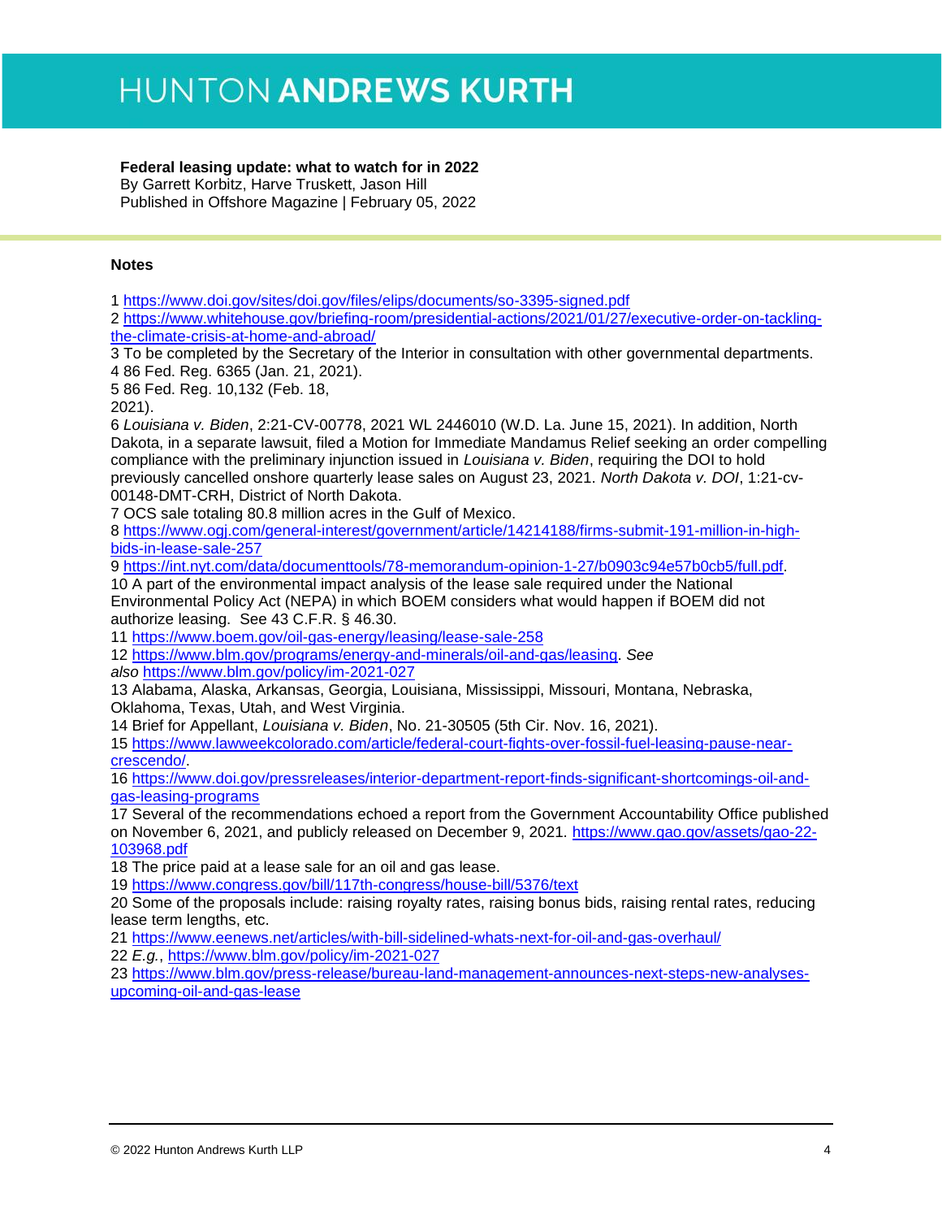**Federal leasing update: what to watch for in 2022**
By Garrett Korbitz, Harve Truskett, Jason Hill
Published in Offshore Magazine | February 05, 2022

**Notes**

1 https://www.doi.gov/sites/doi.gov/files/elips/documents/so-3395-signed.pdf
2 https://www.whitehouse.gov/briefing-room/presidential-actions/2021/01/27/executive-order-on-tackling-the-climate-crisis-at-home-and-abroad/
3 To be completed by the Secretary of the Interior in consultation with other governmental departments.
4 86 Fed. Reg. 6365 (Jan. 21, 2021).
5 86 Fed. Reg. 10,132 (Feb. 18, 2021).
6 *Louisiana v. Biden*, 2:21-CV-00778, 2021 WL 2446010 (W.D. La. June 15, 2021). In addition, North Dakota, in a separate lawsuit, filed a Motion for Immediate Mandamus Relief seeking an order compelling compliance with the preliminary injunction issued in *Louisiana v. Biden*, requiring the DOI to hold previously cancelled onshore quarterly lease sales on August 23, 2021. *North Dakota v. DOI*, 1:21-cv-00148-DMT-CRH, District of North Dakota.
7 OCS sale totaling 80.8 million acres in the Gulf of Mexico.
8 https://www.ogj.com/general-interest/government/article/14214188/firms-submit-191-million-in-high-bids-in-lease-sale-257
9 https://int.nyt.com/data/documenttools/78-memorandum-opinion-1-27/b0903c94e57b0cb5/full.pdf.
10 A part of the environmental impact analysis of the lease sale required under the National Environmental Policy Act (NEPA) in which BOEM considers what would happen if BOEM did not authorize leasing. See 43 C.F.R. § 46.30.
11 https://www.boem.gov/oil-gas-energy/leasing/lease-sale-258
12 https://www.blm.gov/programs/energy-and-minerals/oil-and-gas/leasing. *See also* https://www.blm.gov/policy/im-2021-027
13 Alabama, Alaska, Arkansas, Georgia, Louisiana, Mississippi, Missouri, Montana, Nebraska, Oklahoma, Texas, Utah, and West Virginia.
14 Brief for Appellant, *Louisiana v. Biden*, No. 21-30505 (5th Cir. Nov. 16, 2021).
15 https://www.lawweekcolorado.com/article/federal-court-fights-over-fossil-fuel-leasing-pause-near-crescendo/.
16 https://www.doi.gov/pressreleases/interior-department-report-finds-significant-shortcomings-oil-and-gas-leasing-programs
17 Several of the recommendations echoed a report from the Government Accountability Office published on November 6, 2021, and publicly released on December 9, 2021. https://www.gao.gov/assets/gao-22-103968.pdf
18 The price paid at a lease sale for an oil and gas lease.
19 https://www.congress.gov/bill/117th-congress/house-bill/5376/text
20 Some of the proposals include: raising royalty rates, raising bonus bids, raising rental rates, reducing lease term lengths, etc.
21 https://www.eenews.net/articles/with-bill-sidelined-whats-next-for-oil-and-gas-overhaul/
22 *E.g.*, https://www.blm.gov/policy/im-2021-027
23 https://www.blm.gov/press-release/bureau-land-management-announces-next-steps-new-analyses-upcoming-oil-and-gas-lease

© 2022 Hunton Andrews Kurth LLP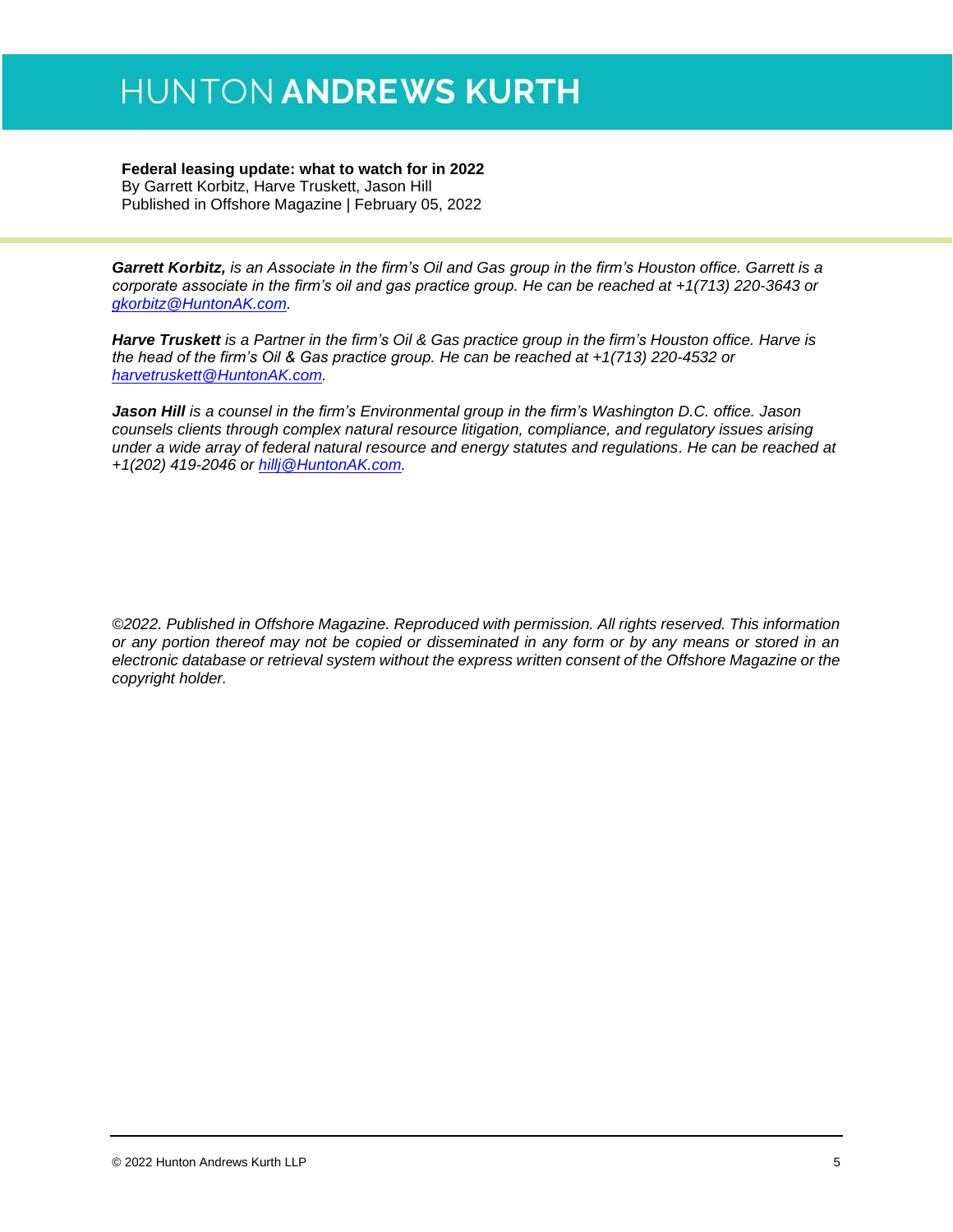**Federal leasing update: what to watch for in 2022**
By Garrett Korbitz, Harve Truskett, Jason Hill
Published in Offshore Magazine | February 05, 2022

***Garrett Korbitz,*** *is an Associate in the firm's Oil and Gas group in the firm's Houston office. Garrett is a corporate associate in the firm's oil and gas practice group. He can be reached at +1(713) 220-3643 or [gkorbitz@HuntonAK.com](mailto:gkorbitz@HuntonAK.com).*

***Harve Truskett*** *is a Partner in the firm's Oil & Gas practice group in the firm's Houston office. Harve is the head of the firm's Oil & Gas practice group. He can be reached at +1(713) 220-4532 or [harvetruskett@HuntonAK.com](mailto:harvetruskett@HuntonAK.com).*

***Jason Hill*** *is a counsel in the firm's Environmental group in the firm's Washington D.C. office. Jason counsels clients through complex natural resource litigation, compliance, and regulatory issues arising under a wide array of federal natural resource and energy statutes and regulations. He can be reached at +1(202) 419-2046 or [hillj@HuntonAK.com](mailto:hillj@HuntonAK.com).*

*©2022. Published in Offshore Magazine. Reproduced with permission. All rights reserved. This information or any portion thereof may not be copied or disseminated in any form or by any means or stored in an electronic database or retrieval system without the express written consent of the Offshore Magazine or the copyright holder.*